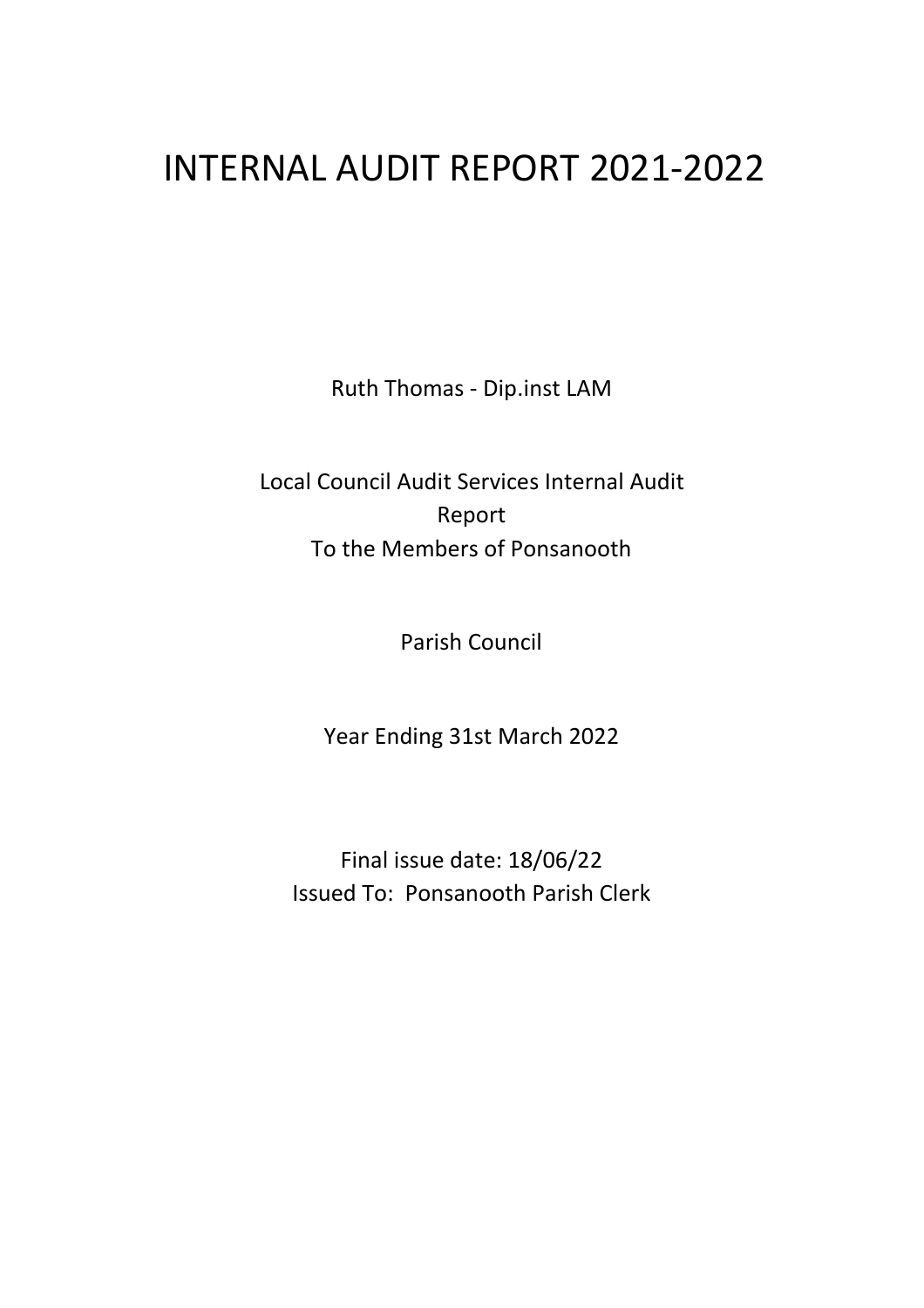# INTERNAL AUDIT REPORT 2021-2022

Ruth Thomas - Dip.inst LAM

Local Council Audit Services Internal Audit Report
To the Members of Ponsanooth

Parish Council

Year Ending 31st March 2022

Final issue date: 18/06/22
Issued To: Ponsanooth Parish Clerk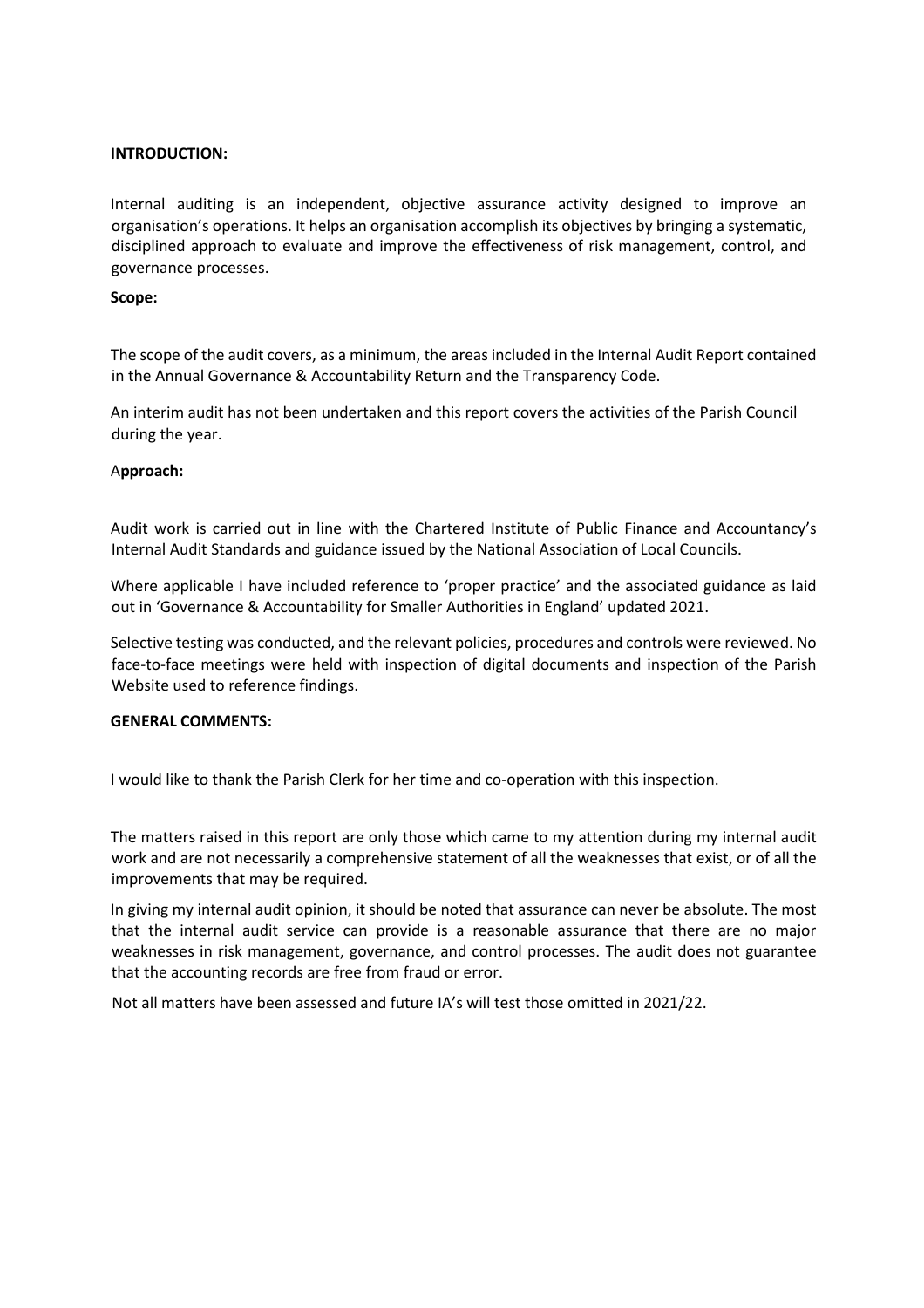**INTRODUCTION:**

Internal auditing is an independent, objective assurance activity designed to improve an organisation's operations. It helps an organisation accomplish its objectives by bringing a systematic, disciplined approach to evaluate and improve the effectiveness of risk management, control, and governance processes.

**Scope:**

The scope of the audit covers, as a minimum, the areas included in the Internal Audit Report contained in the Annual Governance & Accountability Return and the Transparency Code.

An interim audit has not been undertaken and this report covers the activities of the Parish Council during the year.

A**pproach:**

Audit work is carried out in line with the Chartered Institute of Public Finance and Accountancy's Internal Audit Standards and guidance issued by the National Association of Local Councils.

Where applicable I have included reference to 'proper practice' and the associated guidance as laid out in 'Governance & Accountability for Smaller Authorities in England' updated 2021.

Selective testing was conducted, and the relevant policies, procedures and controls were reviewed. No face-to-face meetings were held with inspection of digital documents and inspection of the Parish Website used to reference findings.

**GENERAL COMMENTS:**

I would like to thank the Parish Clerk for her time and co-operation with this inspection.

The matters raised in this report are only those which came to my attention during my internal audit work and are not necessarily a comprehensive statement of all the weaknesses that exist, or of all the improvements that may be required.

In giving my internal audit opinion, it should be noted that assurance can never be absolute. The most that the internal audit service can provide is a reasonable assurance that there are no major weaknesses in risk management, governance, and control processes. The audit does not guarantee that the accounting records are free from fraud or error.

Not all matters have been assessed and future IA's will test those omitted in 2021/22.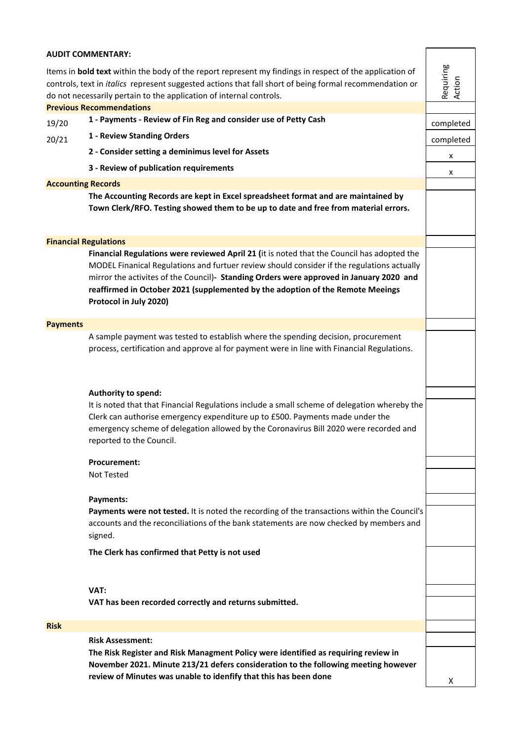**AUDIT COMMENTARY:**

Items in **bold text** within the body of the report represent my findings in respect of the application of controls, text in *italics* represent suggested actions that fall short of being formal recommendation or do not necessarily pertain to the application of internal controls.

| | | Requiring Action |
|---|---|---|
| **Previous Recommendations** | | |
| 19/20 | **1 - Payments - Review of Fin Reg and consider use of Petty Cash** | completed |
| 20/21 | **1 - Review Standing Orders** | completed |
| | **2 - Consider setting a deminimus level for Assets** | x |
| | **3 - Review of publication requirements** | x |
| **Accounting Records** | | |
| | **The Accounting Records are kept in Excel spreadsheet format and are maintained by Town Clerk/RFO. Testing showed them to be up to date and free from material errors.** | |
| **Financial Regulations** | | |
| | **Financial Regulations were reviewed April 21 (**it is noted that the Council has adopted the MODEL Finanical Regulations and furtuer review should consider if the regulations actually mirror the activites of the Council)**- Standing Orders were approved in January 2020 and reaffirmed in October 2021 (supplemented by the adoption of the Remote Meeings Protocol in July 2020)** | |
| **Payments** | | |
| | A sample payment was tested to establish where the spending decision, procurement process, certification and approve al for payment were in line with Financial Regulations. | |
| | **Authority to spend:** | |
| | It is noted that that Financial Regulations include a small scheme of delegation whereby the Clerk can authorise emergency expenditure up to £500. Payments made under the emergency scheme of delegation allowed by the Coronavirus Bill 2020 were recorded and reported to the Council. | |
| | **Procurement:** | |
| | Not Tested | |
| | **Payments:** | |
| | **Payments were not tested.** It is noted the recording of the transactions within the Council's accounts and the reconciliations of the bank statements are now checked by members and signed. | |
| | **The Clerk has confirmed that Petty is not used** | |
| | **VAT:** | |
| | **VAT has been recorded correctly and returns submitted.** | |
| **Risk** | | |
| | **Risk Assessment:** | |
| | **The Risk Register and Risk Managment Policy were identified as requiring review in November 2021. Minute 213/21 defers consideration to the following meeting however review of Minutes was unable to idenfify that this has been done** | X |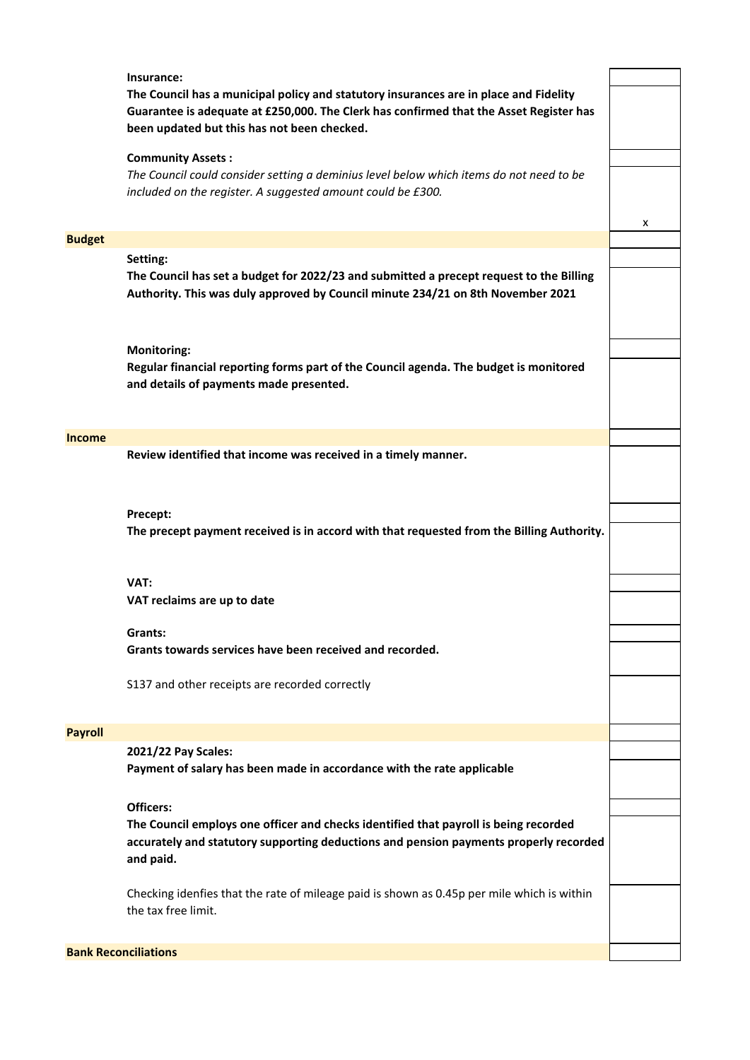**Insurance:**
**The Council has a municipal policy and statutory insurances are in place and Fidelity Guarantee is adequate at £250,000. The Clerk has confirmed that the Asset Register has been updated but this has not been checked.**

**Community Assets :**
*The Council could consider setting a deminius level below which items do not need to be included on the register. A suggested amount could be £300.*

x

## Budget

**Setting:**
**The Council has set a budget for 2022/23 and submitted a precept request to the Billing Authority. This was duly approved by Council minute 234/21 on 8th November 2021**

**Monitoring:**
**Regular financial reporting forms part of the Council agenda. The budget is monitored and details of payments made presented.**

## Income

**Review identified that income was received in a timely manner.**

**Precept:**
**The precept payment received is in accord with that requested from the Billing Authority.**

**VAT:**
**VAT reclaims are up to date**

**Grants:**
**Grants towards services have been received and recorded.**

S137 and other receipts are recorded correctly

## Payroll

**2021/22 Pay Scales:**
**Payment of salary has been made in accordance with the rate applicable**

**Officers:**
**The Council employs one officer and checks identified that payroll is being recorded accurately and statutory supporting deductions and pension payments properly recorded and paid.**

Checking idenfies that the rate of mileage paid is shown as 0.45p per mile which is within the tax free limit.

## Bank Reconciliations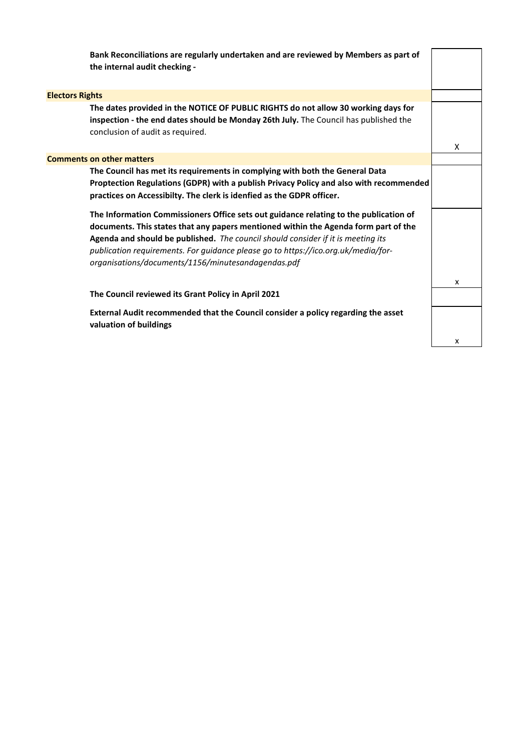| | | |
|---|---|---|
| | **Bank Reconciliations are regularly undertaken and are reviewed by Members as part of the internal audit checking -** | |
| **Electors Rights** | | |
| | **The dates provided in the NOTICE OF PUBLIC RIGHTS do not allow 30 working days for inspection - the end dates should be Monday 26th July.** The Council has published the conclusion of audit as required. | X |
| **Comments on other matters** | | |
| | **The Council has met its requirements in complying with both the General Data Proptection Regulations (GDPR) with a publish Privacy Policy and also with recommended practices on Accessibilty. The clerk is idenfied as the GDPR officer.** | |
| | **The Information Commissioners Office sets out guidance relating to the publication of documents. This states that any papers mentioned within the Agenda form part of the Agenda and should be published.** *The council should consider if it is meeting its publication requirements. For guidance please go to https://ico.org.uk/media/for-organisations/documents/1156/minutesandagendas.pdf* | x |
| | **The Council reviewed its Grant Policy in April 2021** | |
| | **External Audit recommended that the Council consider a policy regarding the asset valuation of buildings** | x |